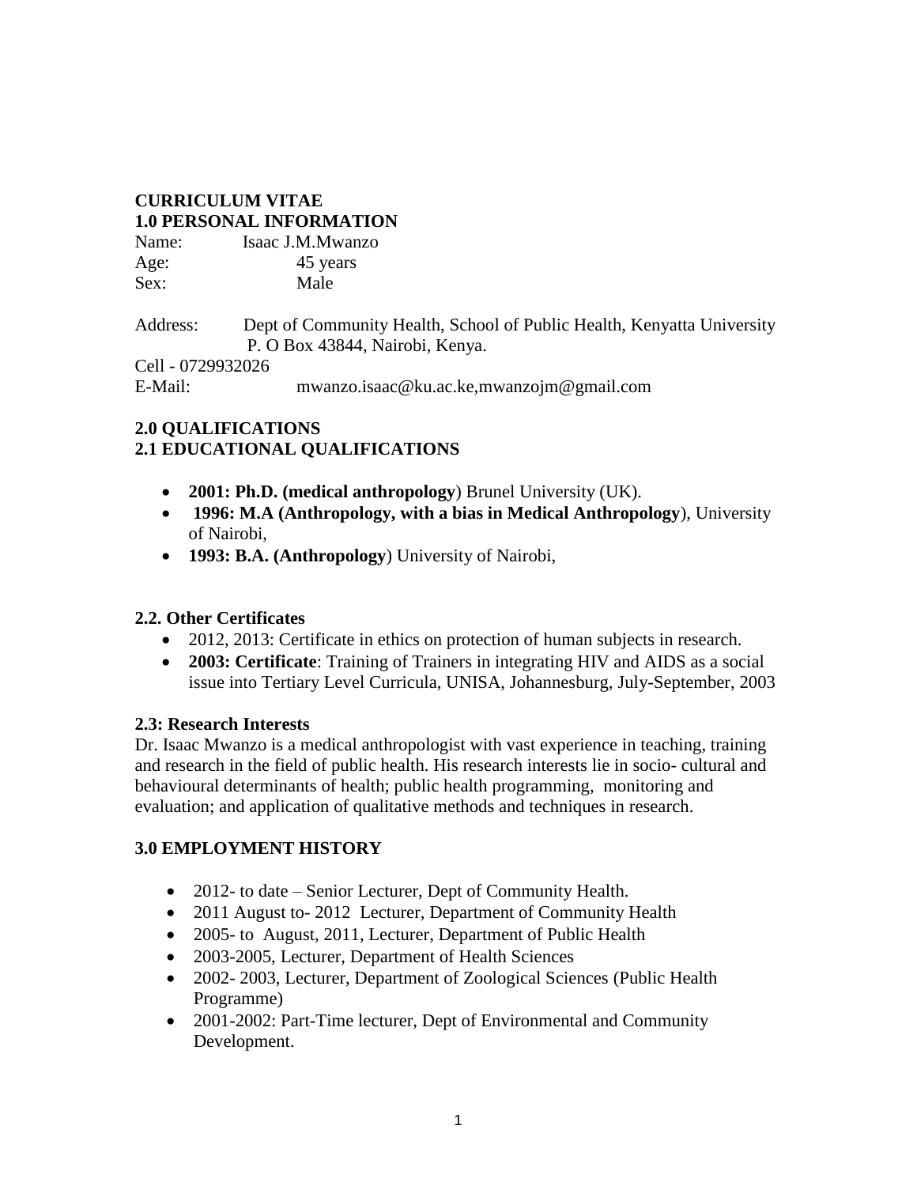# CURRICULUM VITAE

## 1.0 PERSONAL INFORMATION

Name: Isaac J.M.Mwanzo
Age: 45 years
Sex: Male

Address: Dept of Community Health, School of Public Health, Kenyatta University
P. O Box 43844, Nairobi, Kenya.

Cell - 0729932026
E-Mail: mwanzo.isaac@ku.ac.ke,mwanzojm@gmail.com

## 2.0 QUALIFICATIONS

### 2.1 EDUCATIONAL QUALIFICATIONS

- **2001: Ph.D. (medical anthropology**) Brunel University (UK).
- **1996: M.A (Anthropology, with a bias in Medical Anthropology**), University of Nairobi,
- **1993: B.A. (Anthropology**) University of Nairobi,

### 2.2. Other Certificates

- 2012, 2013: Certificate in ethics on protection of human subjects in research.
- **2003: Certificate**: Training of Trainers in integrating HIV and AIDS as a social issue into Tertiary Level Curricula, UNISA, Johannesburg, July-September, 2003

### 2.3: Research Interests

Dr. Isaac Mwanzo is a medical anthropologist with vast experience in teaching, training and research in the field of public health. His research interests lie in socio- cultural and behavioural determinants of health; public health programming, monitoring and evaluation; and application of qualitative methods and techniques in research.

## 3.0 EMPLOYMENT HISTORY

- 2012- to date – Senior Lecturer, Dept of Community Health.
- 2011 August to- 2012 Lecturer, Department of Community Health
- 2005- to August, 2011, Lecturer, Department of Public Health
- 2003-2005, Lecturer, Department of Health Sciences
- 2002- 2003, Lecturer, Department of Zoological Sciences (Public Health Programme)
- 2001-2002: Part-Time lecturer, Dept of Environmental and Community Development.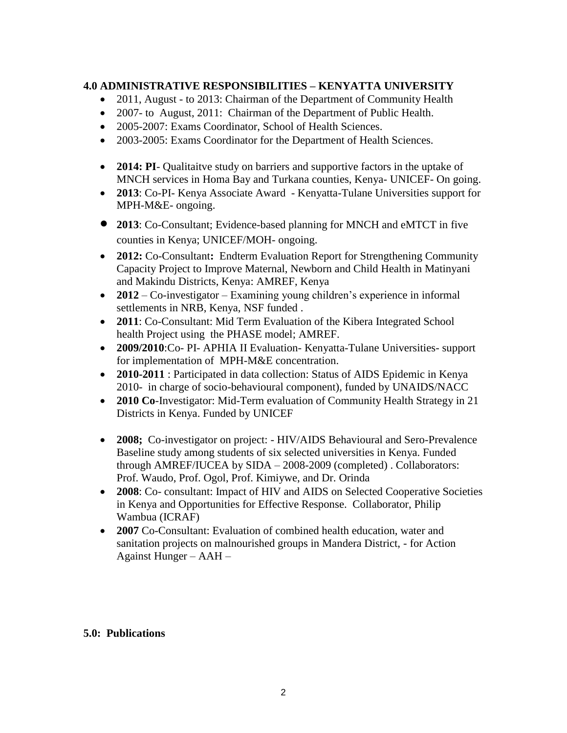**4.0 ADMINISTRATIVE RESPONSIBILITIES – KENYATTA UNIVERSITY**

- 2011, August - to 2013: Chairman of the Department of Community Health
- 2007- to August, 2011: Chairman of the Department of Public Health.
- 2005-2007: Exams Coordinator, School of Health Sciences.
- 2003-2005: Exams Coordinator for the Department of Health Sciences.

- **2014: PI**- Qualitaitve study on barriers and supportive factors in the uptake of MNCH services in Homa Bay and Turkana counties, Kenya- UNICEF- On going.
- **2013**: Co-PI- Kenya Associate Award - Kenyatta-Tulane Universities support for MPH-M&E- ongoing.
- **2013**: Co-Consultant; Evidence-based planning for MNCH and eMTCT in five counties in Kenya; UNICEF/MOH- ongoing.
- **2012:** Co-Consultant**:** Endterm Evaluation Report for Strengthening Community Capacity Project to Improve Maternal, Newborn and Child Health in Matinyani and Makindu Districts, Kenya: AMREF, Kenya
- **2012** – Co-investigator – Examining young children's experience in informal settlements in NRB, Kenya, NSF funded .
- **2011**: Co-Consultant: Mid Term Evaluation of the Kibera Integrated School health Project using the PHASE model; AMREF.
- **2009/2010**:Co- PI- APHIA II Evaluation- Kenyatta-Tulane Universities- support for implementation of MPH-M&E concentration.
- **2010-2011** : Participated in data collection: Status of AIDS Epidemic in Kenya 2010- in charge of socio-behavioural component), funded by UNAIDS/NACC
- **2010 Co**-Investigator: Mid-Term evaluation of Community Health Strategy in 21 Districts in Kenya. Funded by UNICEF

- **2008;** Co-investigator on project: - HIV/AIDS Behavioural and Sero-Prevalence Baseline study among students of six selected universities in Kenya. Funded through AMREF/IUCEA by SIDA – 2008-2009 (completed) . Collaborators: Prof. Waudo, Prof. Ogol, Prof. Kimiywe, and Dr. Orinda
- **2008**: Co- consultant: Impact of HIV and AIDS on Selected Cooperative Societies in Kenya and Opportunities for Effective Response. Collaborator, Philip Wambua (ICRAF)
- **2007** Co-Consultant: Evaluation of combined health education, water and sanitation projects on malnourished groups in Mandera District, - for Action Against Hunger – AAH –

**5.0: Publications**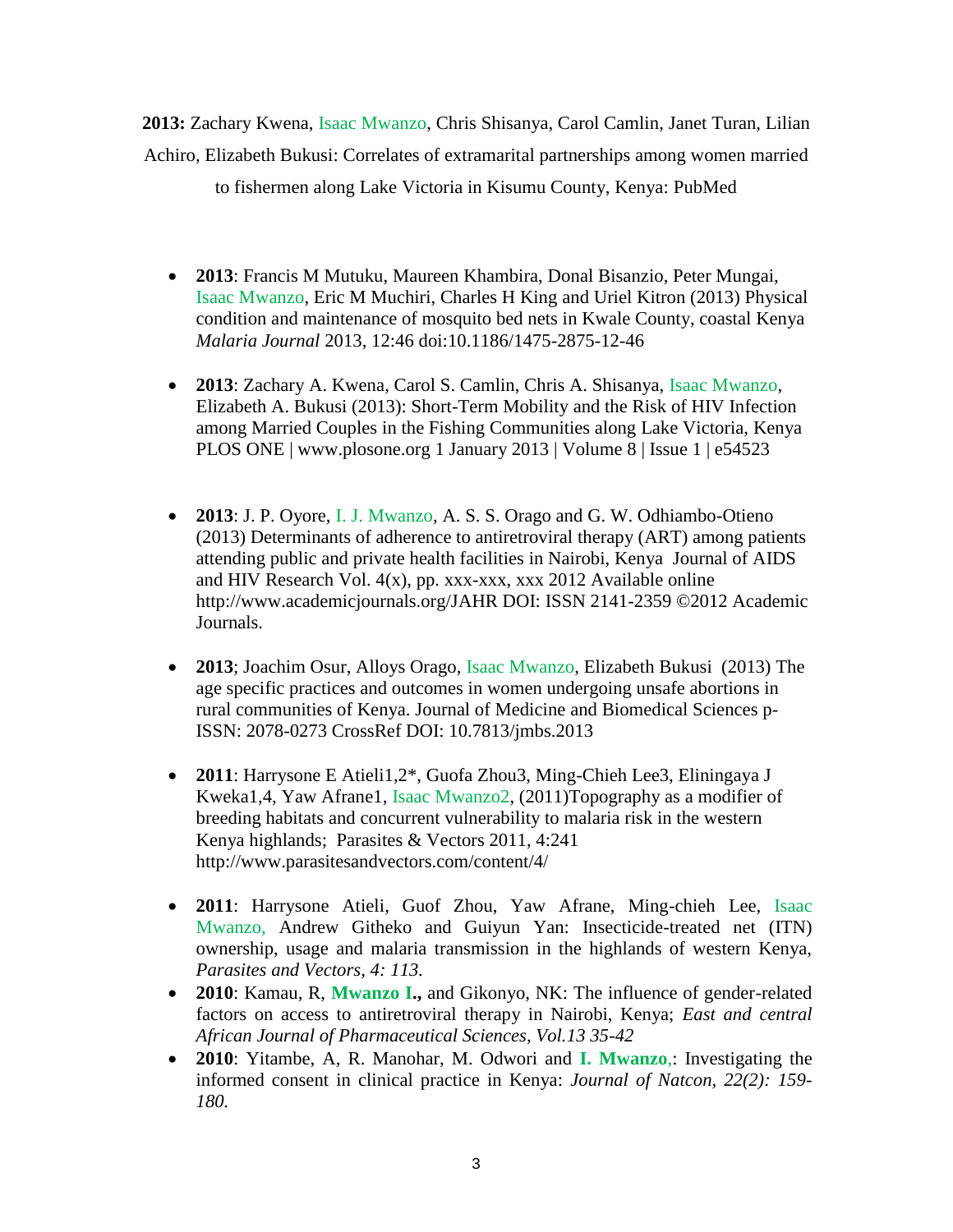**2013:** Zachary Kwena, Isaac Mwanzo, Chris Shisanya, Carol Camlin, Janet Turan, Lilian Achiro, Elizabeth Bukusi: Correlates of extramarital partnerships among women married to fishermen along Lake Victoria in Kisumu County, Kenya: PubMed

- **2013**: Francis M Mutuku, Maureen Khambira, Donal Bisanzio, Peter Mungai, Isaac Mwanzo, Eric M Muchiri, Charles H King and Uriel Kitron (2013) Physical condition and maintenance of mosquito bed nets in Kwale County, coastal Kenya *Malaria Journal* 2013, 12:46 doi:10.1186/1475-2875-12-46

- **2013**: Zachary A. Kwena, Carol S. Camlin, Chris A. Shisanya, Isaac Mwanzo, Elizabeth A. Bukusi (2013): Short-Term Mobility and the Risk of HIV Infection among Married Couples in the Fishing Communities along Lake Victoria, Kenya PLOS ONE | www.plosone.org 1 January 2013 | Volume 8 | Issue 1 | e54523

- **2013**: J. P. Oyore, I. J. Mwanzo, A. S. S. Orago and G. W. Odhiambo-Otieno (2013) Determinants of adherence to antiretroviral therapy (ART) among patients attending public and private health facilities in Nairobi, Kenya Journal of AIDS and HIV Research Vol. 4(x), pp. xxx-xxx, xxx 2012 Available online http://www.academicjournals.org/JAHR DOI: ISSN 2141-2359 ©2012 Academic Journals.

- **2013**; Joachim Osur, Alloys Orago, Isaac Mwanzo, Elizabeth Bukusi (2013) The age specific practices and outcomes in women undergoing unsafe abortions in rural communities of Kenya. Journal of Medicine and Biomedical Sciences p-ISSN: 2078-0273 CrossRef DOI: 10.7813/jmbs.2013

- **2011**: Harrysone E Atieli1,2*, Guofa Zhou3, Ming-Chieh Lee3, Eliningaya J Kweka1,4, Yaw Afrane1, Isaac Mwanzo2, (2011)Topography as a modifier of breeding habitats and concurrent vulnerability to malaria risk in the western Kenya highlands; Parasites & Vectors 2011, 4:241 http://www.parasitesandvectors.com/content/4/

- **2011**: Harrysone Atieli, Guof Zhou, Yaw Afrane, Ming-chieh Lee, Isaac Mwanzo, Andrew Githeko and Guiyun Yan: Insecticide-treated net (ITN) ownership, usage and malaria transmission in the highlands of western Kenya, *Parasites and Vectors, 4: 113.*
- **2010**: Kamau, R, **Mwanzo I.,** and Gikonyo, NK: The influence of gender-related factors on access to antiretroviral therapy in Nairobi, Kenya; *East and central African Journal of Pharmaceutical Sciences, Vol.13 35-42*
- **2010**: Yitambe, A, R. Manohar, M. Odwori and **I. Mwanzo**,: Investigating the informed consent in clinical practice in Kenya: *Journal of Natcon, 22(2): 159-180.*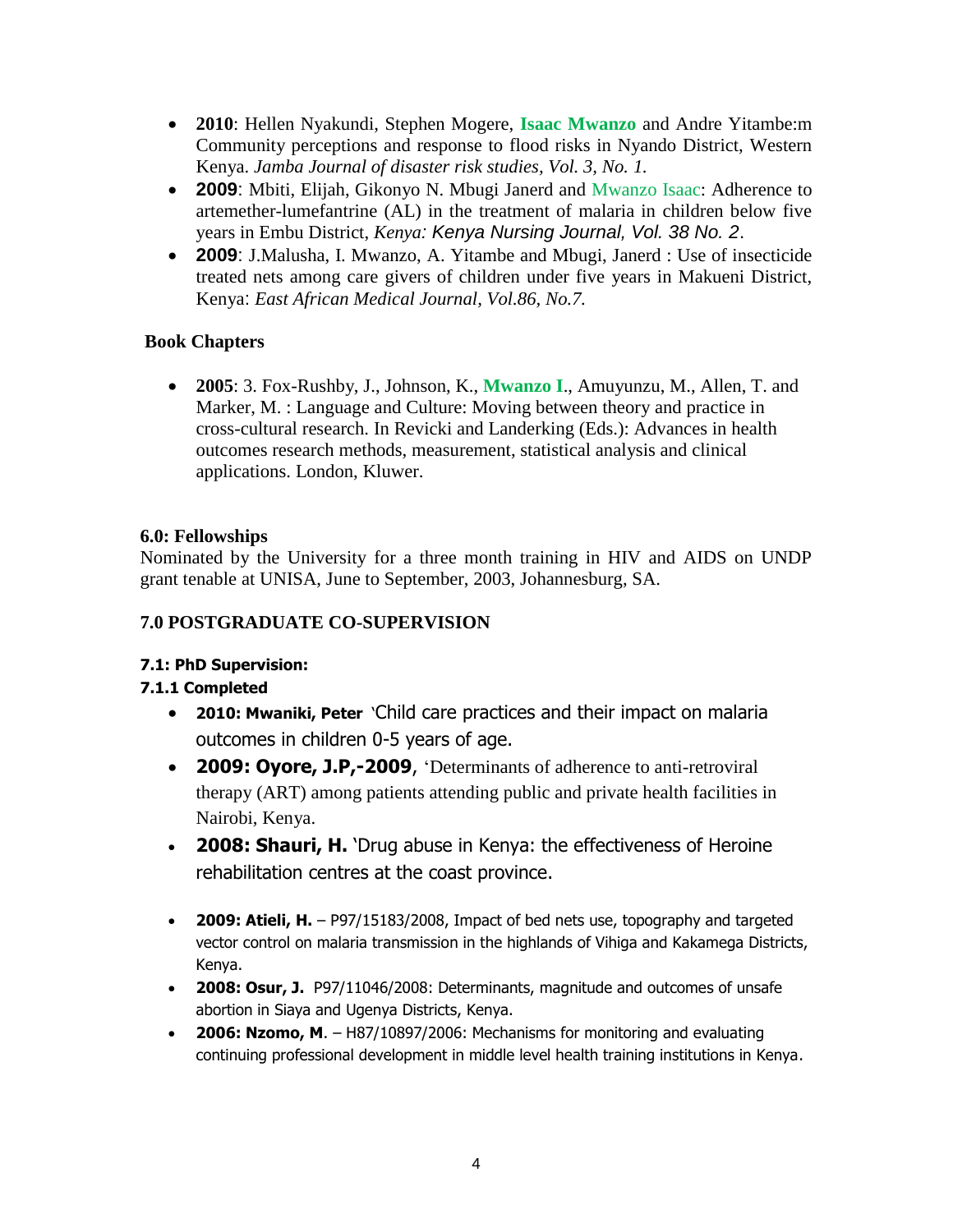- **2010**: Hellen Nyakundi, Stephen Mogere, **Isaac Mwanzo** and Andre Yitambe:m Community perceptions and response to flood risks in Nyando District, Western Kenya. *Jamba Journal of disaster risk studies, Vol. 3, No. 1.*
- **2009**: Mbiti, Elijah, Gikonyo N. Mbugi Janerd and Mwanzo Isaac: Adherence to artemether-lumefantrine (AL) in the treatment of malaria in children below five years in Embu District, *Kenya: Kenya Nursing Journal, Vol. 38 No. 2*.
- **2009**: J.Malusha, I. Mwanzo, A. Yitambe and Mbugi, Janerd : Use of insecticide treated nets among care givers of children under five years in Makueni District, Kenya: *East African Medical Journal, Vol.86, No.7.*

**Book Chapters**

- **2005**: 3. Fox-Rushby, J., Johnson, K., **Mwanzo I**., Amuyunzu, M., Allen, T. and Marker, M. : Language and Culture: Moving between theory and practice in cross-cultural research. In Revicki and Landerking (Eds.): Advances in health outcomes research methods, measurement, statistical analysis and clinical applications. London, Kluwer.

## 6.0: Fellowships

Nominated by the University for a three month training in HIV and AIDS on UNDP grant tenable at UNISA, June to September, 2003, Johannesburg, SA.

## 7.0 POSTGRADUATE CO-SUPERVISION

### 7.1: PhD Supervision:

#### 7.1.1 Completed

- **2010: Mwaniki, Peter** 'Child care practices and their impact on malaria outcomes in children 0-5 years of age.
- **2009: Oyore, J.P,-2009**, 'Determinants of adherence to anti-retroviral therapy (ART) among patients attending public and private health facilities in Nairobi, Kenya.
- **2008: Shauri, H.** 'Drug abuse in Kenya: the effectiveness of Heroine rehabilitation centres at the coast province.
- **2009: Atieli, H.** – P97/15183/2008, Impact of bed nets use, topography and targeted vector control on malaria transmission in the highlands of Vihiga and Kakamega Districts, Kenya.
- **2008: Osur, J.** P97/11046/2008: Determinants, magnitude and outcomes of unsafe abortion in Siaya and Ugenya Districts, Kenya.
- **2006: Nzomo, M**. – H87/10897/2006: Mechanisms for monitoring and evaluating continuing professional development in middle level health training institutions in Kenya.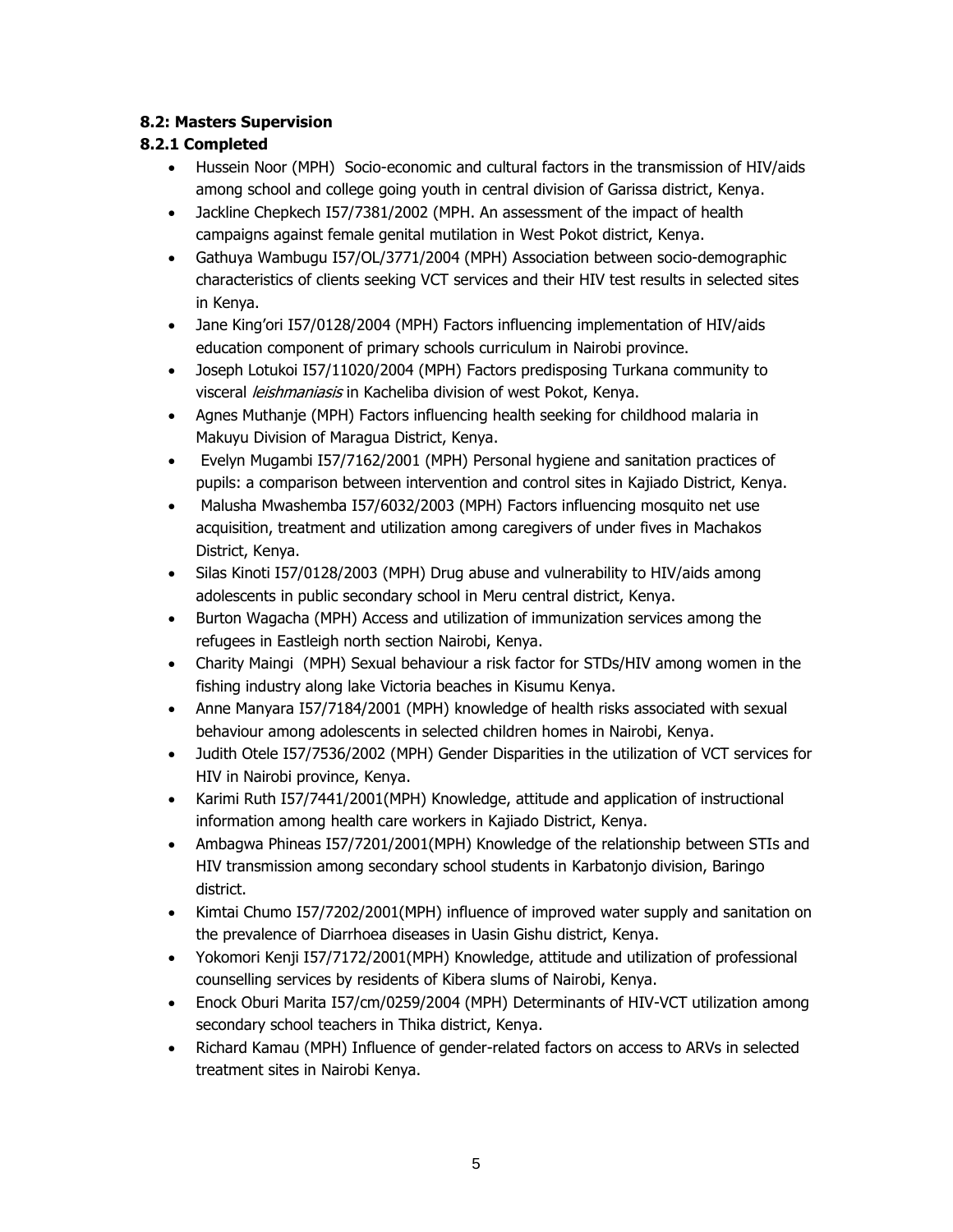### 8.2: Masters Supervision

#### 8.2.1 Completed

- Hussein Noor (MPH) Socio-economic and cultural factors in the transmission of HIV/aids among school and college going youth in central division of Garissa district, Kenya.
- Jackline Chepkech I57/7381/2002 (MPH. An assessment of the impact of health campaigns against female genital mutilation in West Pokot district, Kenya.
- Gathuya Wambugu I57/OL/3771/2004 (MPH) Association between socio-demographic characteristics of clients seeking VCT services and their HIV test results in selected sites in Kenya.
- Jane King'ori I57/0128/2004 (MPH) Factors influencing implementation of HIV/aids education component of primary schools curriculum in Nairobi province.
- Joseph Lotukoi I57/11020/2004 (MPH) Factors predisposing Turkana community to visceral *leishmaniasis* in Kacheliba division of west Pokot, Kenya.
- Agnes Muthanje (MPH) Factors influencing health seeking for childhood malaria in Makuyu Division of Maragua District, Kenya.
- Evelyn Mugambi I57/7162/2001 (MPH) Personal hygiene and sanitation practices of pupils: a comparison between intervention and control sites in Kajiado District, Kenya.
- Malusha Mwashemba I57/6032/2003 (MPH) Factors influencing mosquito net use acquisition, treatment and utilization among caregivers of under fives in Machakos District, Kenya.
- Silas Kinoti I57/0128/2003 (MPH) Drug abuse and vulnerability to HIV/aids among adolescents in public secondary school in Meru central district, Kenya.
- Burton Wagacha (MPH) Access and utilization of immunization services among the refugees in Eastleigh north section Nairobi, Kenya.
- Charity Maingi (MPH) Sexual behaviour a risk factor for STDs/HIV among women in the fishing industry along lake Victoria beaches in Kisumu Kenya.
- Anne Manyara I57/7184/2001 (MPH) knowledge of health risks associated with sexual behaviour among adolescents in selected children homes in Nairobi, Kenya.
- Judith Otele I57/7536/2002 (MPH) Gender Disparities in the utilization of VCT services for HIV in Nairobi province, Kenya.
- Karimi Ruth I57/7441/2001(MPH) Knowledge, attitude and application of instructional information among health care workers in Kajiado District, Kenya.
- Ambagwa Phineas I57/7201/2001(MPH) Knowledge of the relationship between STIs and HIV transmission among secondary school students in Karbatonjo division, Baringo district.
- Kimtai Chumo I57/7202/2001(MPH) influence of improved water supply and sanitation on the prevalence of Diarrhoea diseases in Uasin Gishu district, Kenya.
- Yokomori Kenji I57/7172/2001(MPH) Knowledge, attitude and utilization of professional counselling services by residents of Kibera slums of Nairobi, Kenya.
- Enock Oburi Marita I57/cm/0259/2004 (MPH) Determinants of HIV-VCT utilization among secondary school teachers in Thika district, Kenya.
- Richard Kamau (MPH) Influence of gender-related factors on access to ARVs in selected treatment sites in Nairobi Kenya.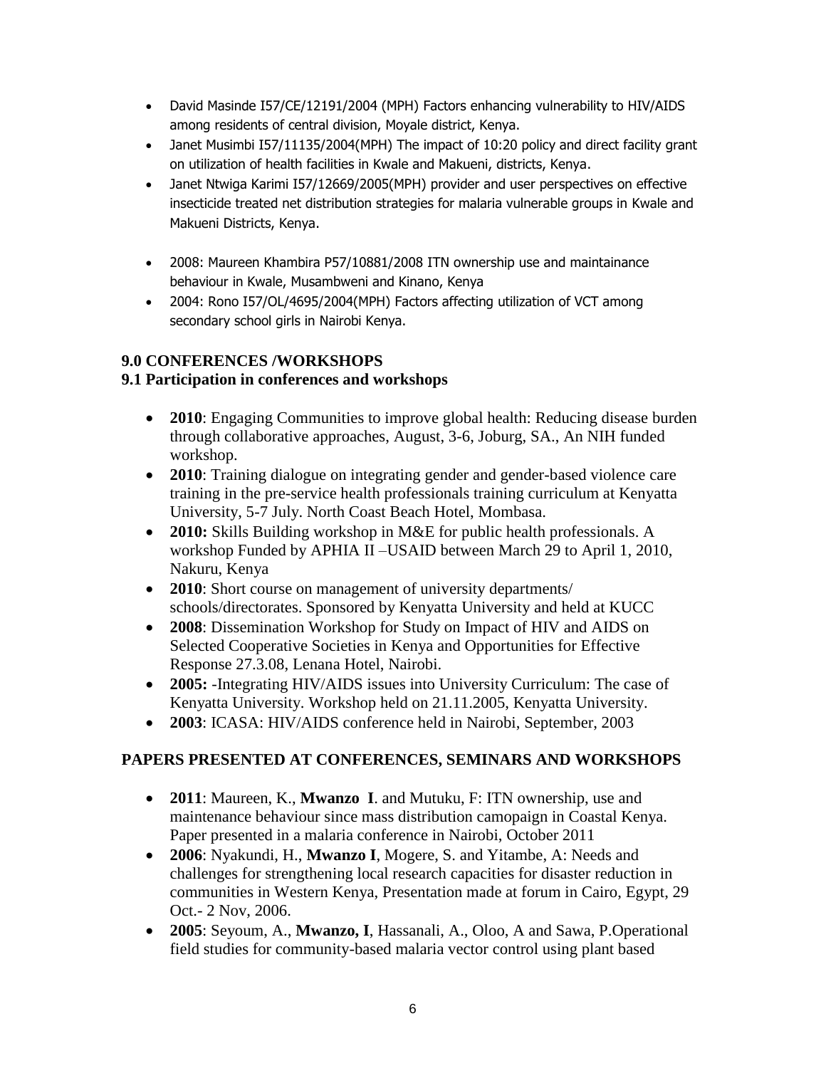- David Masinde I57/CE/12191/2004 (MPH) Factors enhancing vulnerability to HIV/AIDS among residents of central division, Moyale district, Kenya.
- Janet Musimbi I57/11135/2004(MPH) The impact of 10:20 policy and direct facility grant on utilization of health facilities in Kwale and Makueni, districts, Kenya.
- Janet Ntwiga Karimi I57/12669/2005(MPH) provider and user perspectives on effective insecticide treated net distribution strategies for malaria vulnerable groups in Kwale and Makueni Districts, Kenya.

- 2008: Maureen Khambira P57/10881/2008 ITN ownership use and maintainance behaviour in Kwale, Musambweni and Kinano, Kenya
- 2004: Rono I57/OL/4695/2004(MPH) Factors affecting utilization of VCT among secondary school girls in Nairobi Kenya.

## 9.0 CONFERENCES /WORKSHOPS

### 9.1 Participation in conferences and workshops

- **2010**: Engaging Communities to improve global health: Reducing disease burden through collaborative approaches, August, 3-6, Joburg, SA., An NIH funded workshop.
- **2010**: Training dialogue on integrating gender and gender-based violence care training in the pre-service health professionals training curriculum at Kenyatta University, 5-7 July. North Coast Beach Hotel, Mombasa.
- **2010:** Skills Building workshop in M&E for public health professionals. A workshop Funded by APHIA II –USAID between March 29 to April 1, 2010, Nakuru, Kenya
- **2010**: Short course on management of university departments/ schools/directorates. Sponsored by Kenyatta University and held at KUCC
- **2008**: Dissemination Workshop for Study on Impact of HIV and AIDS on Selected Cooperative Societies in Kenya and Opportunities for Effective Response 27.3.08, Lenana Hotel, Nairobi.
- **2005:** -Integrating HIV/AIDS issues into University Curriculum: The case of Kenyatta University. Workshop held on 21.11.2005, Kenyatta University.
- **2003**: ICASA: HIV/AIDS conference held in Nairobi, September, 2003

### PAPERS PRESENTED AT CONFERENCES, SEMINARS AND WORKSHOPS

- **2011**: Maureen, K., **Mwanzo I**. and Mutuku, F: ITN ownership, use and maintenance behaviour since mass distribution camopaign in Coastal Kenya. Paper presented in a malaria conference in Nairobi, October 2011
- **2006**: Nyakundi, H., **Mwanzo I**, Mogere, S. and Yitambe, A: Needs and challenges for strengthening local research capacities for disaster reduction in communities in Western Kenya, Presentation made at forum in Cairo, Egypt, 29 Oct.- 2 Nov, 2006.
- **2005**: Seyoum, A., **Mwanzo, I**, Hassanali, A., Oloo, A and Sawa, P.Operational field studies for community-based malaria vector control using plant based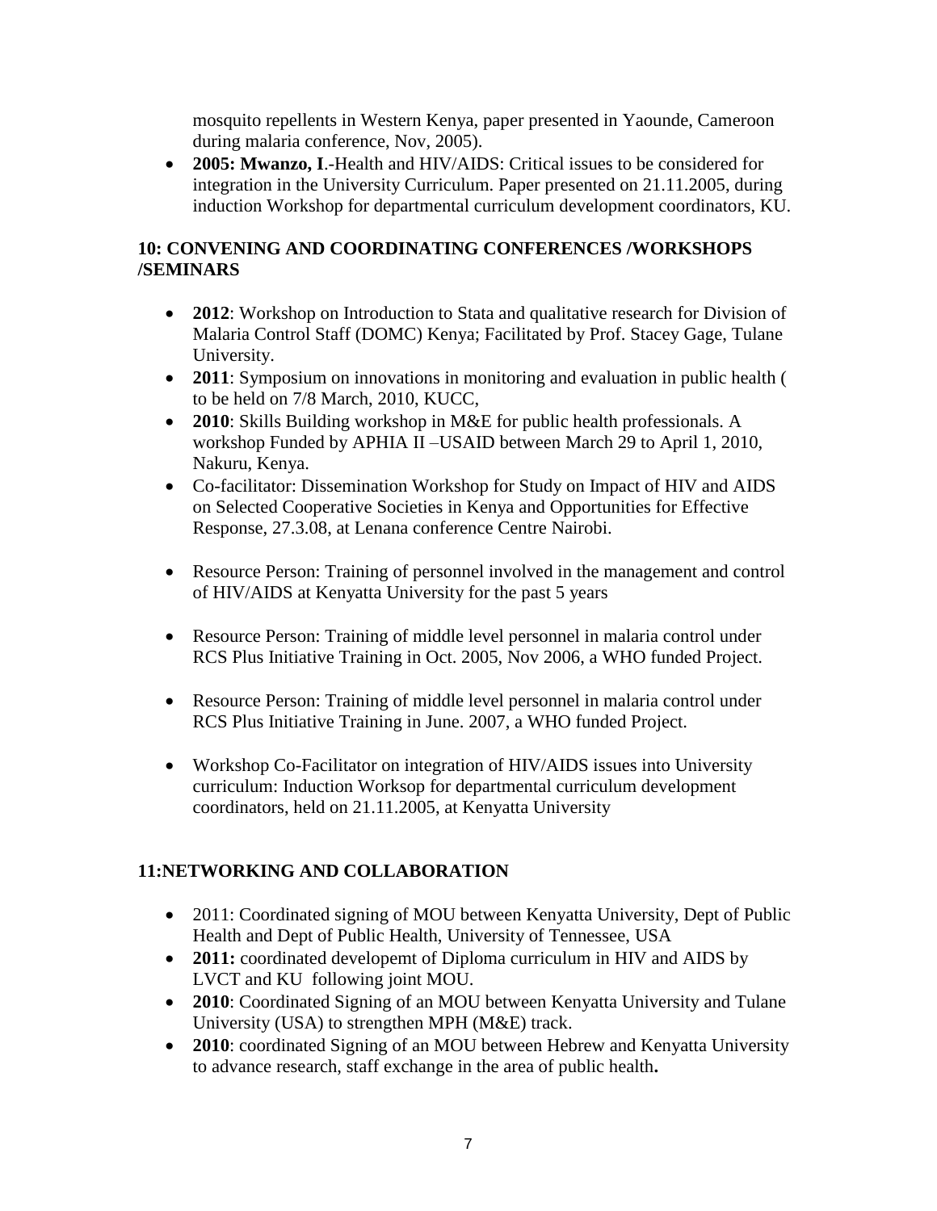mosquito repellents in Western Kenya, paper presented in Yaounde, Cameroon during malaria conference, Nov, 2005).

- **2005: Mwanzo, I**.-Health and HIV/AIDS: Critical issues to be considered for integration in the University Curriculum. Paper presented on 21.11.2005, during induction Workshop for departmental curriculum development coordinators, KU.

## 10: CONVENING AND COORDINATING CONFERENCES /WORKSHOPS /SEMINARS

- **2012**: Workshop on Introduction to Stata and qualitative research for Division of Malaria Control Staff (DOMC) Kenya; Facilitated by Prof. Stacey Gage, Tulane University.
- **2011**: Symposium on innovations in monitoring and evaluation in public health ( to be held on 7/8 March, 2010, KUCC,
- **2010**: Skills Building workshop in M&E for public health professionals. A workshop Funded by APHIA II –USAID between March 29 to April 1, 2010, Nakuru, Kenya.
- Co-facilitator: Dissemination Workshop for Study on Impact of HIV and AIDS on Selected Cooperative Societies in Kenya and Opportunities for Effective Response, 27.3.08, at Lenana conference Centre Nairobi.
- Resource Person: Training of personnel involved in the management and control of HIV/AIDS at Kenyatta University for the past 5 years
- Resource Person: Training of middle level personnel in malaria control under RCS Plus Initiative Training in Oct. 2005, Nov 2006, a WHO funded Project.
- Resource Person: Training of middle level personnel in malaria control under RCS Plus Initiative Training in June. 2007, a WHO funded Project.
- Workshop Co-Facilitator on integration of HIV/AIDS issues into University curriculum: Induction Worksop for departmental curriculum development coordinators, held on 21.11.2005, at Kenyatta University

## 11:NETWORKING AND COLLABORATION

- 2011: Coordinated signing of MOU between Kenyatta University, Dept of Public Health and Dept of Public Health, University of Tennessee, USA
- **2011:** coordinated developemt of Diploma curriculum in HIV and AIDS by LVCT and KU following joint MOU.
- **2010**: Coordinated Signing of an MOU between Kenyatta University and Tulane University (USA) to strengthen MPH (M&E) track.
- **2010**: coordinated Signing of an MOU between Hebrew and Kenyatta University to advance research, staff exchange in the area of public health**.**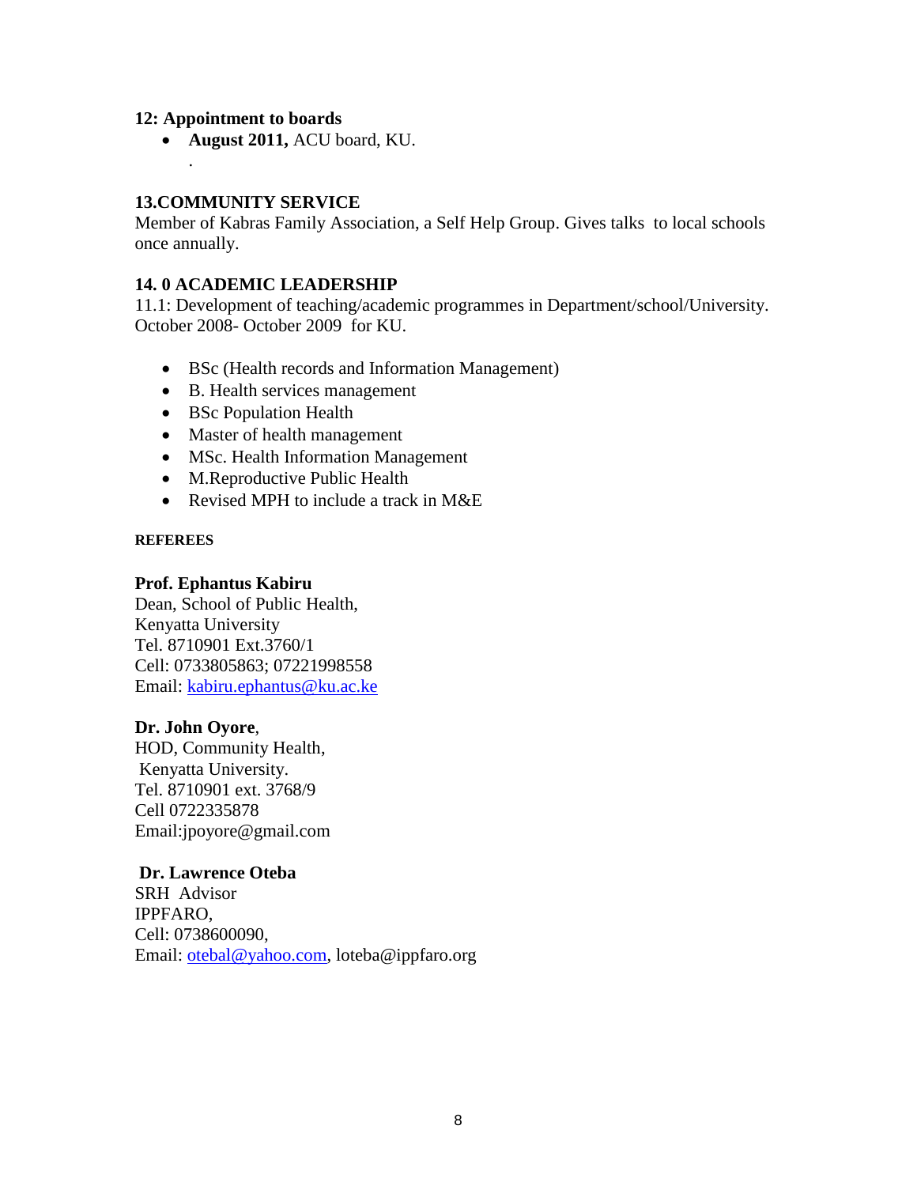### 12: Appointment to boards

- **August 2011,** ACU board, KU.

  .

### 13.COMMUNITY SERVICE

Member of Kabras Family Association, a Self Help Group. Gives talks to local schools once annually.

### 14. 0 ACADEMIC LEADERSHIP

11.1: Development of teaching/academic programmes in Department/school/University. October 2008- October 2009 for KU.

- BSc (Health records and Information Management)
- B. Health services management
- BSc Population Health
- Master of health management
- MSc. Health Information Management
- M.Reproductive Public Health
- Revised MPH to include a track in M&E

#### REFEREES

**Prof. Ephantus Kabiru**
Dean, School of Public Health,
Kenyatta University
Tel. 8710901 Ext.3760/1
Cell: 0733805863; 07221998558
Email: kabiru.ephantus@ku.ac.ke

**Dr. John Oyore**,
HOD, Community Health,
Kenyatta University.
Tel. 8710901 ext. 3768/9
Cell 0722335878
Email:jpoyore@gmail.com

**Dr. Lawrence Oteba**
SRH Advisor
IPPFARO,
Cell: 0738600090,
Email: otebal@yahoo.com, loteba@ippfaro.org